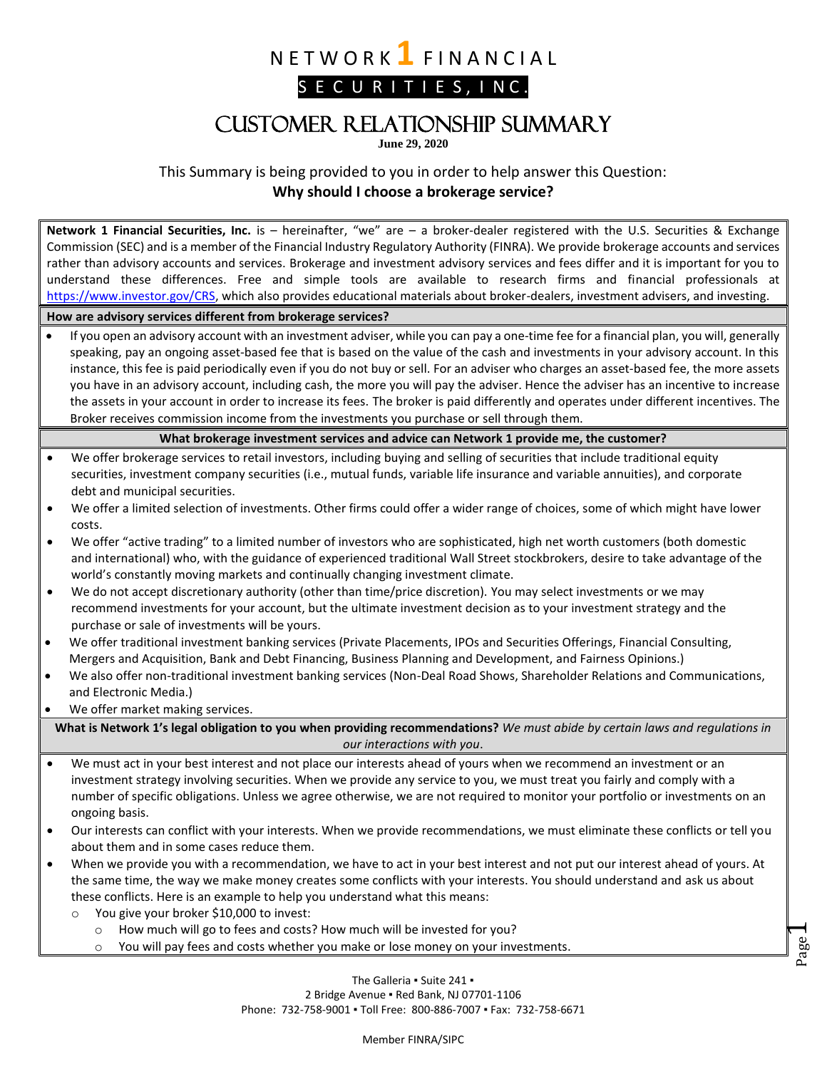# NETWORK 1 FINANCIAL

## SECURITIES, INC.

# CUSTOMER RELATIONSHIP SUMMARY

**June 29, 2020**

This Summary is being provided to you in order to help answer this Question:

**Why should I choose a brokerage service?**

**Network 1 Financial Securities, Inc.** is – hereinafter, "we" are – a broker-dealer registered with the U.S. Securities & Exchange Commission (SEC) and is a member of the Financial Industry Regulatory Authority (FINRA). We provide brokerage accounts and services rather than advisory accounts and services. Brokerage and investment advisory services and fees differ and it is important for you to understand these differences. Free and simple tools are available to research firms and financial professionals at https://www.investor.gov/CRS, which also provides educational materials about broker-dealers, investment advisers, and investing.

**How are advisory services different from brokerage services?**

- If you open an advisory account with an investment adviser, while you can pay a one-time fee for a financial plan, you will, generally speaking, pay an ongoing asset-based fee that is based on the value of the cash and investments in your advisory account. In this instance, this fee is paid periodically even if you do not buy or sell. For an adviser who charges an asset-based fee, the more assets you have in an advisory account, including cash, the more you will pay the adviser. Hence the adviser has an incentive to increase the assets in your account in order to increase its fees. The broker is paid differently and operates under different incentives. The Broker receives commission income from the investments you purchase or sell through them.

**What brokerage investment services and advice can Network 1 provide me, the customer?**

- We offer brokerage services to retail investors, including buying and selling of securities that include traditional equity securities, investment company securities (i.e., mutual funds, variable life insurance and variable annuities), and corporate debt and municipal securities.
- We offer a limited selection of investments. Other firms could offer a wider range of choices, some of which might have lower costs.
- We offer "active trading" to a limited number of investors who are sophisticated, high net worth customers (both domestic and international) who, with the guidance of experienced traditional Wall Street stockbrokers, desire to take advantage of the world's constantly moving markets and continually changing investment climate.
- We do not accept discretionary authority (other than time/price discretion). You may select investments or we may recommend investments for your account, but the ultimate investment decision as to your investment strategy and the purchase or sale of investments will be yours.
- We offer traditional investment banking services (Private Placements, IPOs and Securities Offerings, Financial Consulting, Mergers and Acquisition, Bank and Debt Financing, Business Planning and Development, and Fairness Opinions.)
- We also offer non-traditional investment banking services (Non-Deal Road Shows, Shareholder Relations and Communications, and Electronic Media.)
- We offer market making services.

**What is Network 1's legal obligation to you when providing recommendations?** *We must abide by certain laws and regulations in our interactions with you*.

- We must act in your best interest and not place our interests ahead of yours when we recommend an investment or an investment strategy involving securities. When we provide any service to you, we must treat you fairly and comply with a number of specific obligations. Unless we agree otherwise, we are not required to monitor your portfolio or investments on an ongoing basis.
- Our interests can conflict with your interests. When we provide recommendations, we must eliminate these conflicts or tell you about them and in some cases reduce them.
- When we provide you with a recommendation, we have to act in your best interest and not put our interest ahead of yours. At the same time, the way we make money creates some conflicts with your interests. You should understand and ask us about these conflicts. Here is an example to help you understand what this means:
  - You give your broker $10,000 to invest:
    - How much will go to fees and costs? How much will be invested for you?
    - You will pay fees and costs whether you make or lose money on your investments.

The Galleria ▪ Suite 241 ▪
2 Bridge Avenue ▪ Red Bank, NJ 07701-1106
Phone: 732-758-9001 ▪ Toll Free: 800-886-7007 ▪ Fax: 732-758-6671

Member FINRA/SIPC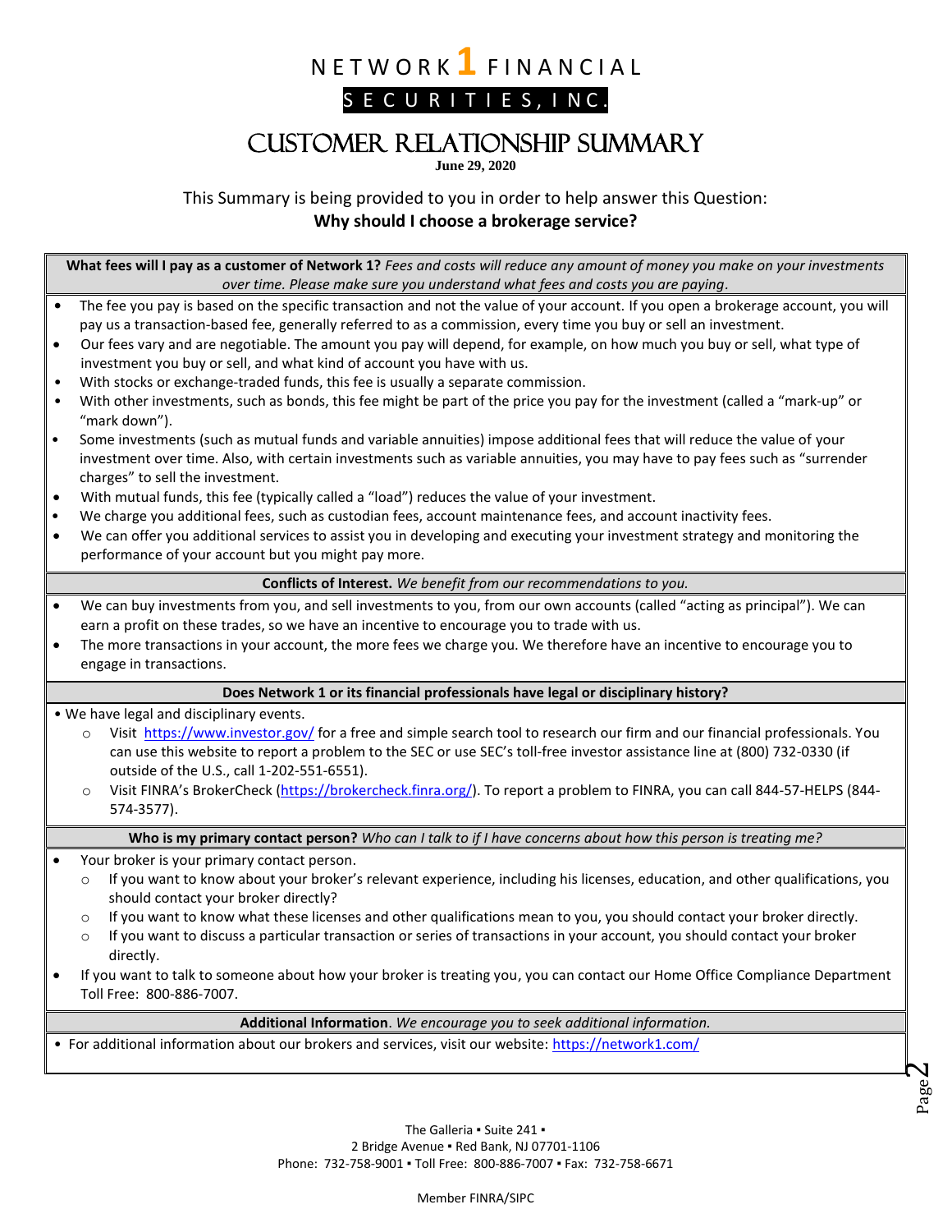# NETWORK 1 FINANCIAL

## SECURITIES, INC.

# CUSTOMER RELATIONSHIP SUMMARY

**June 29, 2020**

This Summary is being provided to you in order to help answer this Question:

**Why should I choose a brokerage service?**

**What fees will I pay as a customer of Network 1?** *Fees and costs will reduce any amount of money you make on your investments over time. Please make sure you understand what fees and costs you are paying.*

- The fee you pay is based on the specific transaction and not the value of your account. If you open a brokerage account, you will pay us a transaction-based fee, generally referred to as a commission, every time you buy or sell an investment.
- Our fees vary and are negotiable. The amount you pay will depend, for example, on how much you buy or sell, what type of investment you buy or sell, and what kind of account you have with us.
- With stocks or exchange-traded funds, this fee is usually a separate commission.
- With other investments, such as bonds, this fee might be part of the price you pay for the investment (called a "mark-up" or "mark down").
- Some investments (such as mutual funds and variable annuities) impose additional fees that will reduce the value of your investment over time. Also, with certain investments such as variable annuities, you may have to pay fees such as "surrender charges" to sell the investment.
- With mutual funds, this fee (typically called a "load") reduces the value of your investment.
- We charge you additional fees, such as custodian fees, account maintenance fees, and account inactivity fees.
- We can offer you additional services to assist you in developing and executing your investment strategy and monitoring the performance of your account but you might pay more.

**Conflicts of Interest.** *We benefit from our recommendations to you.*

- We can buy investments from you, and sell investments to you, from our own accounts (called "acting as principal"). We can earn a profit on these trades, so we have an incentive to encourage you to trade with us.
- The more transactions in your account, the more fees we charge you. We therefore have an incentive to encourage you to engage in transactions.

**Does Network 1 or its financial professionals have legal or disciplinary history?**

- We have legal and disciplinary events.
  - Visit https://www.investor.gov/ for a free and simple search tool to research our firm and our financial professionals. You can use this website to report a problem to the SEC or use SEC's toll-free investor assistance line at (800) 732-0330 (if outside of the U.S., call 1-202-551-6551).
  - Visit FINRA's BrokerCheck (https://brokercheck.finra.org/). To report a problem to FINRA, you can call 844-57-HELPS (844-574-3577).

**Who is my primary contact person?** *Who can I talk to if I have concerns about how this person is treating me?*

- Your broker is your primary contact person.
  - If you want to know about your broker's relevant experience, including his licenses, education, and other qualifications, you should contact your broker directly?
  - If you want to know what these licenses and other qualifications mean to you, you should contact your broker directly.
  - If you want to discuss a particular transaction or series of transactions in your account, you should contact your broker directly.
- If you want to talk to someone about how your broker is treating you, you can contact our Home Office Compliance Department Toll Free: 800-886-7007.

**Additional Information**. *We encourage you to seek additional information.*

- For additional information about our brokers and services, visit our website: https://network1.com/

The Galleria ▪ Suite 241 ▪
2 Bridge Avenue ▪ Red Bank, NJ 07701-1106
Phone: 732-758-9001 ▪ Toll Free: 800-886-7007 ▪ Fax: 732-758-6671

Member FINRA/SIPC